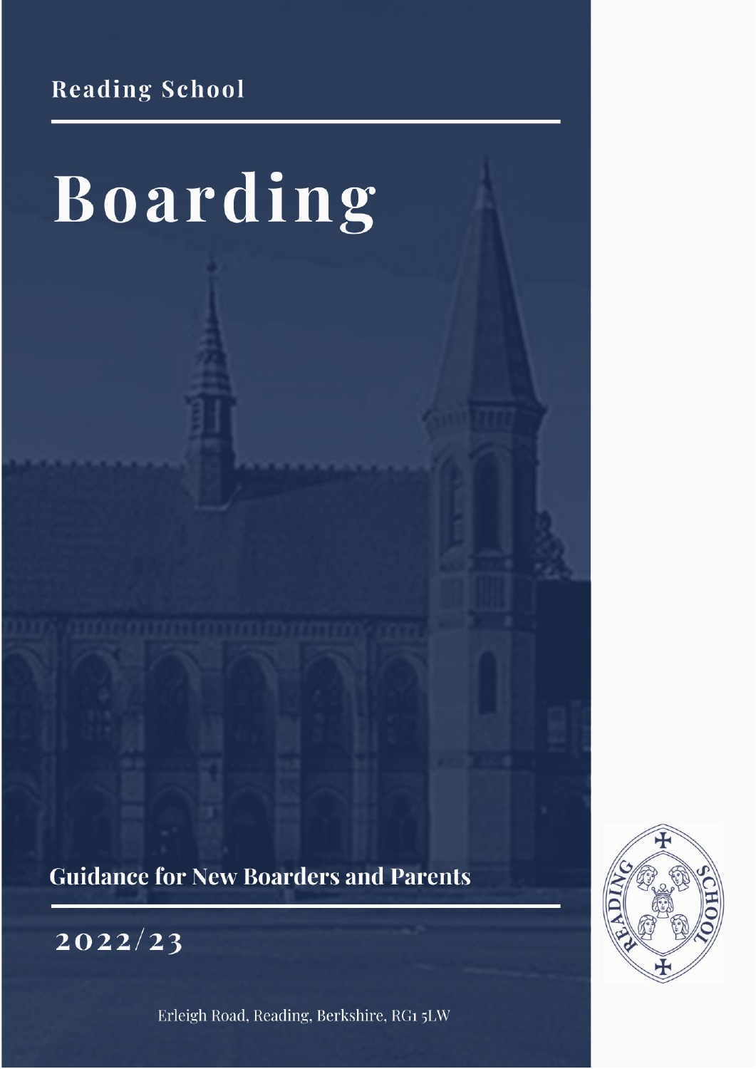Reading School

# Boarding

Guidance for New Boarders and Parents

2022/23

Erleigh Road, Reading, Berkshire, RG1 5LW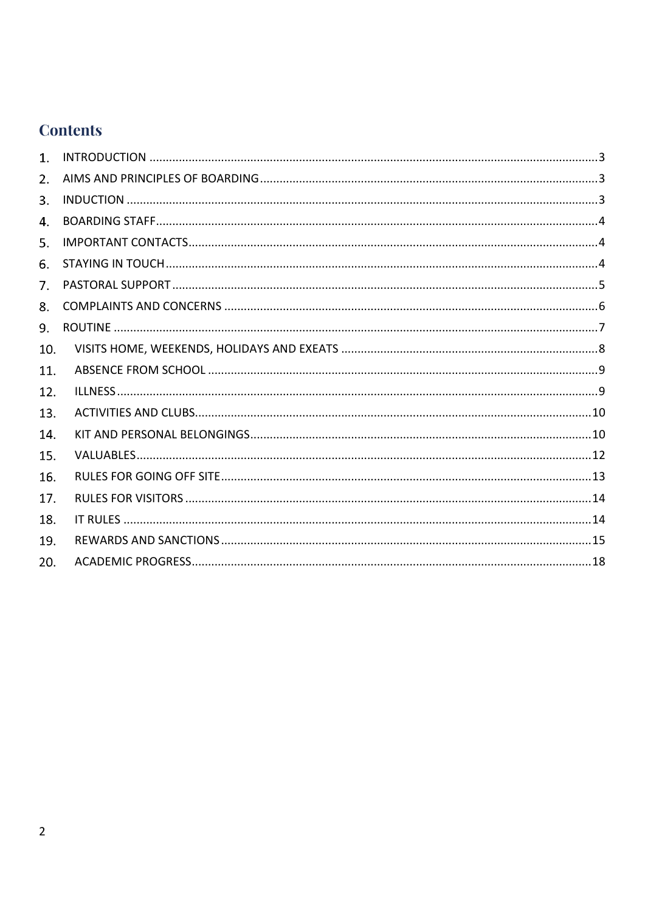## Contents

1. INTRODUCTION ........................................................................ 3
2. AIMS AND PRINCIPLES OF BOARDING ........................................ 3
3. INDUCTION ............................................................................... 3
4. BOARDING STAFF ...................................................................... 4
5. IMPORTANT CONTACTS ............................................................. 4
6. STAYING IN TOUCH .................................................................... 4
7. PASTORAL SUPPORT .................................................................. 5
8. COMPLAINTS AND CONCERNS ................................................... 6
9. ROUTINE .................................................................................... 7
10. VISITS HOME, WEEKENDS, HOLIDAYS AND EXEATS ................... 8
11. ABSENCE FROM SCHOOL ......................................................... 9
12. ILLNESS ................................................................................... 9
13. ACTIVITIES AND CLUBS ............................................................ 10
14. KIT AND PERSONAL BELONGINGS ............................................ 10
15. VALUABLES .............................................................................. 12
16. RULES FOR GOING OFF SITE ..................................................... 13
17. RULES FOR VISITORS ................................................................ 14
18. IT RULES .................................................................................. 14
19. REWARDS AND SANCTIONS ...................................................... 15
20. ACADEMIC PROGRESS .............................................................. 18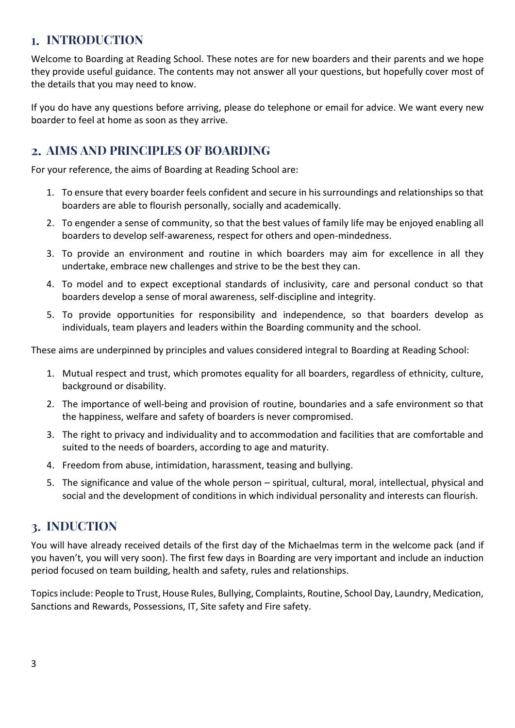## 1. INTRODUCTION

Welcome to Boarding at Reading School. These notes are for new boarders and their parents and we hope they provide useful guidance. The contents may not answer all your questions, but hopefully cover most of the details that you may need to know.

If you do have any questions before arriving, please do telephone or email for advice. We want every new boarder to feel at home as soon as they arrive.

## 2. AIMS AND PRINCIPLES OF BOARDING

For your reference, the aims of Boarding at Reading School are:

1. To ensure that every boarder feels confident and secure in his surroundings and relationships so that boarders are able to flourish personally, socially and academically.
2. To engender a sense of community, so that the best values of family life may be enjoyed enabling all boarders to develop self-awareness, respect for others and open-mindedness.
3. To provide an environment and routine in which boarders may aim for excellence in all they undertake, embrace new challenges and strive to be the best they can.
4. To model and to expect exceptional standards of inclusivity, care and personal conduct so that boarders develop a sense of moral awareness, self-discipline and integrity.
5. To provide opportunities for responsibility and independence, so that boarders develop as individuals, team players and leaders within the Boarding community and the school.

These aims are underpinned by principles and values considered integral to Boarding at Reading School:

1. Mutual respect and trust, which promotes equality for all boarders, regardless of ethnicity, culture, background or disability.
2. The importance of well-being and provision of routine, boundaries and a safe environment so that the happiness, welfare and safety of boarders is never compromised.
3. The right to privacy and individuality and to accommodation and facilities that are comfortable and suited to the needs of boarders, according to age and maturity.
4. Freedom from abuse, intimidation, harassment, teasing and bullying.
5. The significance and value of the whole person – spiritual, cultural, moral, intellectual, physical and social and the development of conditions in which individual personality and interests can flourish.

## 3. INDUCTION

You will have already received details of the first day of the Michaelmas term in the welcome pack (and if you haven't, you will very soon). The first few days in Boarding are very important and include an induction period focused on team building, health and safety, rules and relationships.

Topics include: People to Trust, House Rules, Bullying, Complaints, Routine, School Day, Laundry, Medication, Sanctions and Rewards, Possessions, IT, Site safety and Fire safety.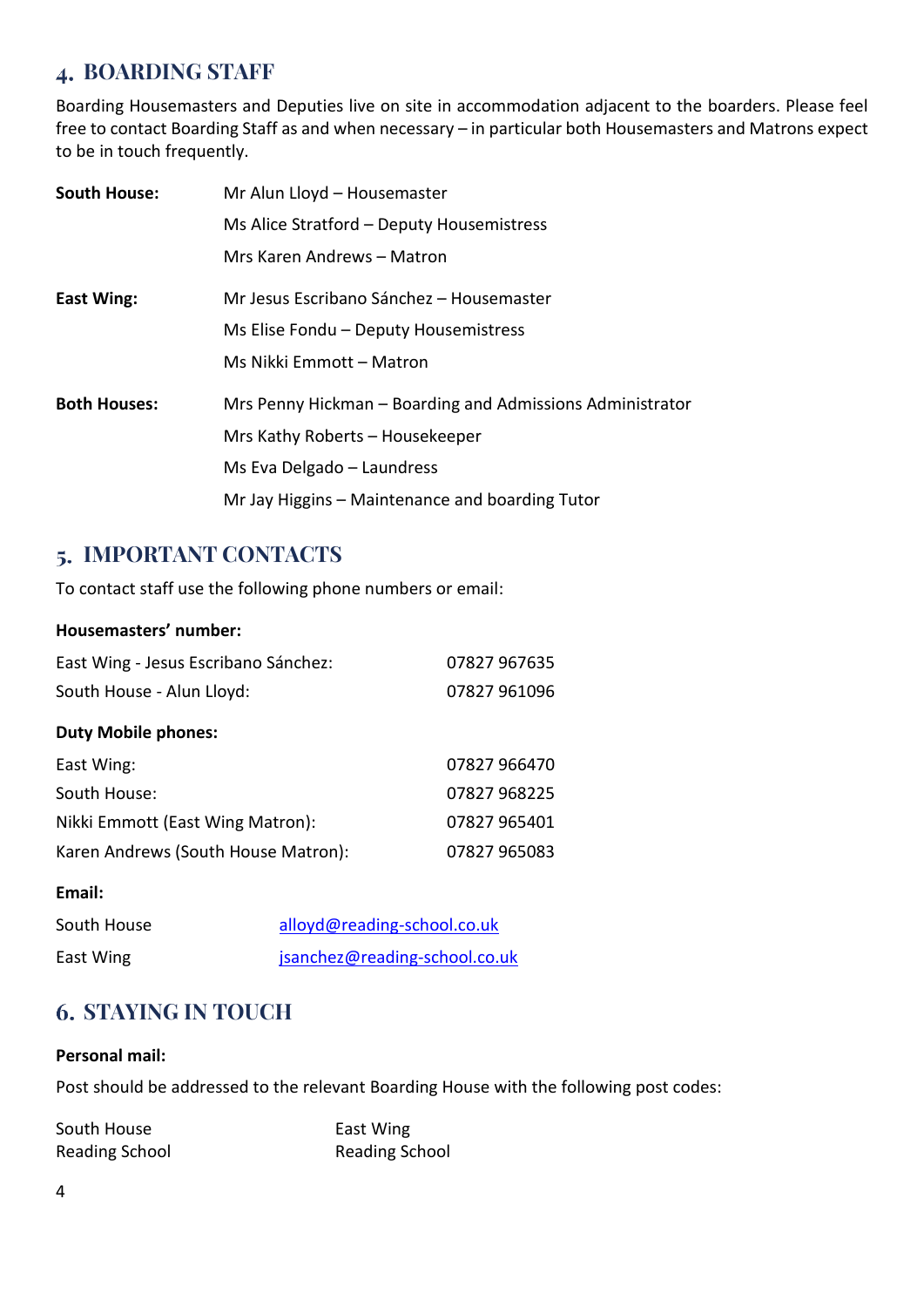## 4. BOARDING STAFF

Boarding Housemasters and Deputies live on site in accommodation adjacent to the boarders. Please feel free to contact Boarding Staff as and when necessary – in particular both Housemasters and Matrons expect to be in touch frequently.

| | |
|---|---|
| **South House:** | Mr Alun Lloyd – Housemaster |
| | Ms Alice Stratford – Deputy Housemistress |
| | Mrs Karen Andrews – Matron |
| **East Wing:** | Mr Jesus Escribano Sánchez – Housemaster |
| | Ms Elise Fondu – Deputy Housemistress |
| | Ms Nikki Emmott – Matron |
| **Both Houses:** | Mrs Penny Hickman – Boarding and Admissions Administrator |
| | Mrs Kathy Roberts – Housekeeper |
| | Ms Eva Delgado – Laundress |
| | Mr Jay Higgins – Maintenance and boarding Tutor |

## 5. IMPORTANT CONTACTS

To contact staff use the following phone numbers or email:

**Housemasters' number:**

| | |
|---|---|
| East Wing - Jesus Escribano Sánchez: | 07827 967635 |
| South House - Alun Lloyd: | 07827 961096 |

**Duty Mobile phones:**

| | |
|---|---|
| East Wing: | 07827 966470 |
| South House: | 07827 968225 |
| Nikki Emmott (East Wing Matron): | 07827 965401 |
| Karen Andrews (South House Matron): | 07827 965083 |

**Email:**

| | |
|---|---|
| South House | alloyd@reading-school.co.uk |
| East Wing | jsanchez@reading-school.co.uk |

## 6. STAYING IN TOUCH

**Personal mail:**

Post should be addressed to the relevant Boarding House with the following post codes:

South House
Reading School

East Wing
Reading School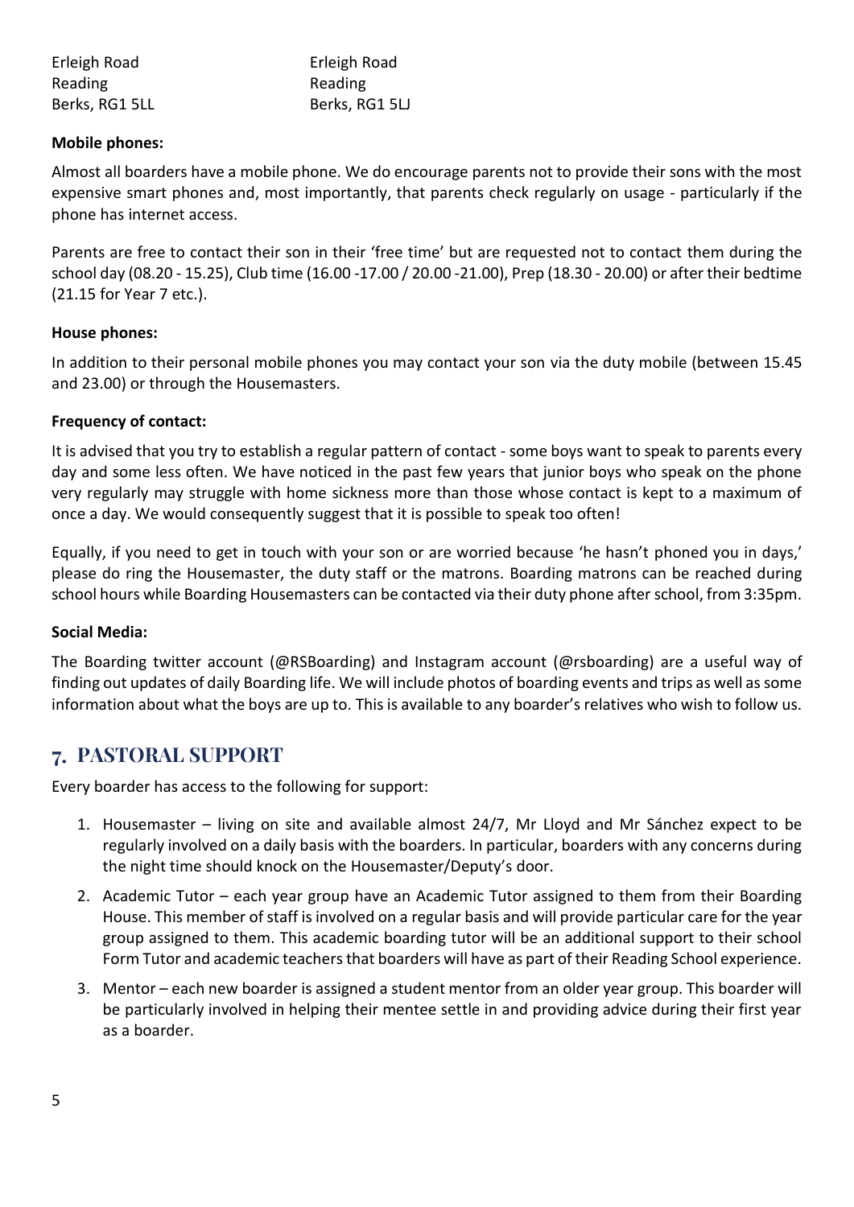| Erleigh Road | Erleigh Road |
|---|---|
| Reading | Reading |
| Berks, RG1 5LL | Berks, RG1 5LJ |

**Mobile phones:**

Almost all boarders have a mobile phone. We do encourage parents not to provide their sons with the most expensive smart phones and, most importantly, that parents check regularly on usage - particularly if the phone has internet access.

Parents are free to contact their son in their 'free time' but are requested not to contact them during the school day (08.20 - 15.25), Club time (16.00 -17.00 / 20.00 -21.00), Prep (18.30 - 20.00) or after their bedtime (21.15 for Year 7 etc.).

**House phones:**

In addition to their personal mobile phones you may contact your son via the duty mobile (between 15.45 and 23.00) or through the Housemasters.

**Frequency of contact:**

It is advised that you try to establish a regular pattern of contact - some boys want to speak to parents every day and some less often. We have noticed in the past few years that junior boys who speak on the phone very regularly may struggle with home sickness more than those whose contact is kept to a maximum of once a day. We would consequently suggest that it is possible to speak too often!

Equally, if you need to get in touch with your son or are worried because 'he hasn't phoned you in days,' please do ring the Housemaster, the duty staff or the matrons. Boarding matrons can be reached during school hours while Boarding Housemasters can be contacted via their duty phone after school, from 3:35pm.

**Social Media:**

The Boarding twitter account (@RSBoarding) and Instagram account (@rsboarding) are a useful way of finding out updates of daily Boarding life. We will include photos of boarding events and trips as well as some information about what the boys are up to. This is available to any boarder's relatives who wish to follow us.

## 7. PASTORAL SUPPORT

Every boarder has access to the following for support:

1. Housemaster – living on site and available almost 24/7, Mr Lloyd and Mr Sánchez expect to be regularly involved on a daily basis with the boarders. In particular, boarders with any concerns during the night time should knock on the Housemaster/Deputy's door.
2. Academic Tutor – each year group have an Academic Tutor assigned to them from their Boarding House. This member of staff is involved on a regular basis and will provide particular care for the year group assigned to them. This academic boarding tutor will be an additional support to their school Form Tutor and academic teachers that boarders will have as part of their Reading School experience.
3. Mentor – each new boarder is assigned a student mentor from an older year group. This boarder will be particularly involved in helping their mentee settle in and providing advice during their first year as a boarder.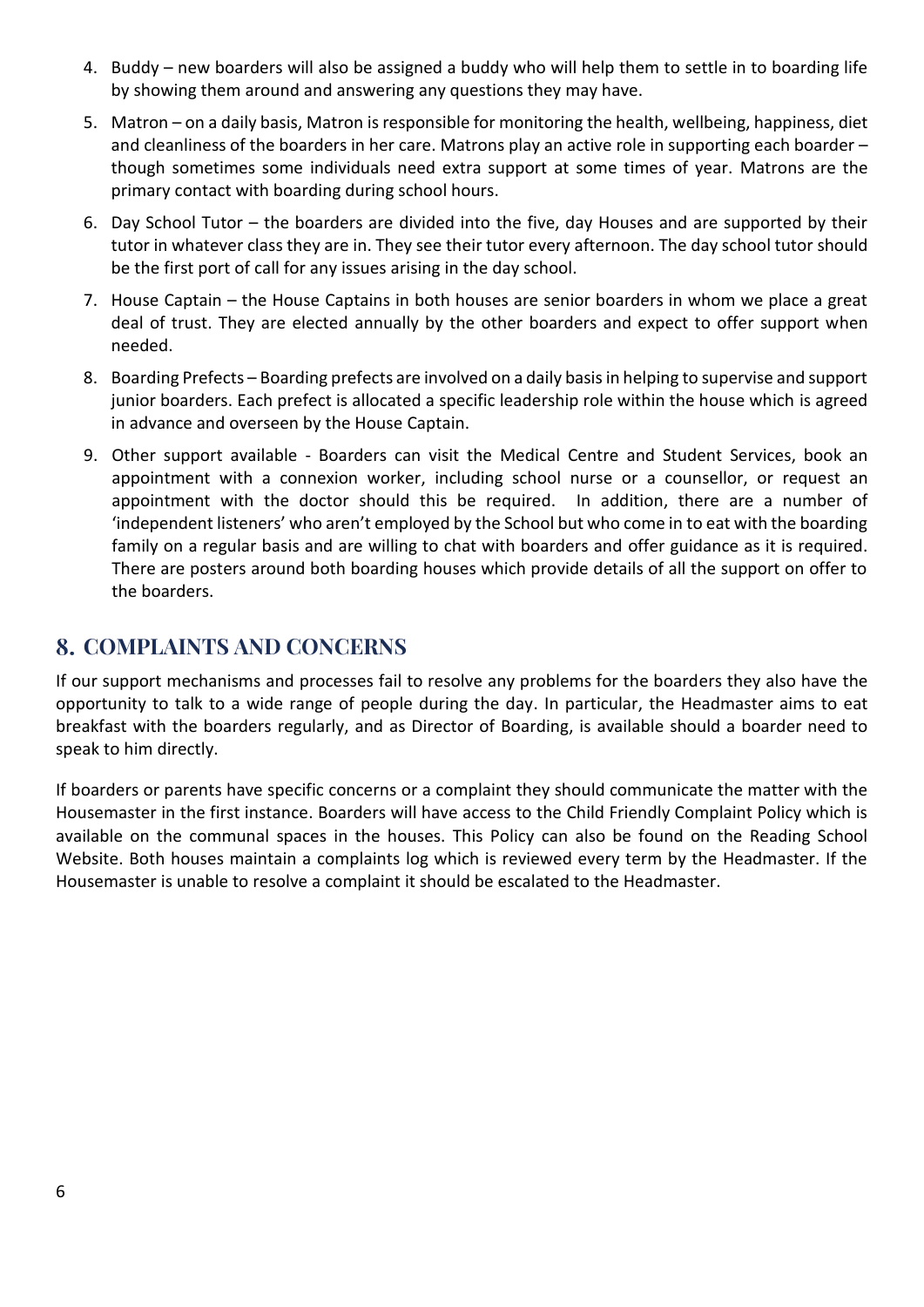4. Buddy – new boarders will also be assigned a buddy who will help them to settle in to boarding life by showing them around and answering any questions they may have.
5. Matron – on a daily basis, Matron is responsible for monitoring the health, wellbeing, happiness, diet and cleanliness of the boarders in her care. Matrons play an active role in supporting each boarder – though sometimes some individuals need extra support at some times of year. Matrons are the primary contact with boarding during school hours.
6. Day School Tutor – the boarders are divided into the five, day Houses and are supported by their tutor in whatever class they are in. They see their tutor every afternoon. The day school tutor should be the first port of call for any issues arising in the day school.
7. House Captain – the House Captains in both houses are senior boarders in whom we place a great deal of trust. They are elected annually by the other boarders and expect to offer support when needed.
8. Boarding Prefects – Boarding prefects are involved on a daily basis in helping to supervise and support junior boarders. Each prefect is allocated a specific leadership role within the house which is agreed in advance and overseen by the House Captain.
9. Other support available - Boarders can visit the Medical Centre and Student Services, book an appointment with a connexion worker, including school nurse or a counsellor, or request an appointment with the doctor should this be required. In addition, there are a number of 'independent listeners' who aren't employed by the School but who come in to eat with the boarding family on a regular basis and are willing to chat with boarders and offer guidance as it is required. There are posters around both boarding houses which provide details of all the support on offer to the boarders.

## 8. COMPLAINTS AND CONCERNS

If our support mechanisms and processes fail to resolve any problems for the boarders they also have the opportunity to talk to a wide range of people during the day. In particular, the Headmaster aims to eat breakfast with the boarders regularly, and as Director of Boarding, is available should a boarder need to speak to him directly.

If boarders or parents have specific concerns or a complaint they should communicate the matter with the Housemaster in the first instance. Boarders will have access to the Child Friendly Complaint Policy which is available on the communal spaces in the houses. This Policy can also be found on the Reading School Website. Both houses maintain a complaints log which is reviewed every term by the Headmaster. If the Housemaster is unable to resolve a complaint it should be escalated to the Headmaster.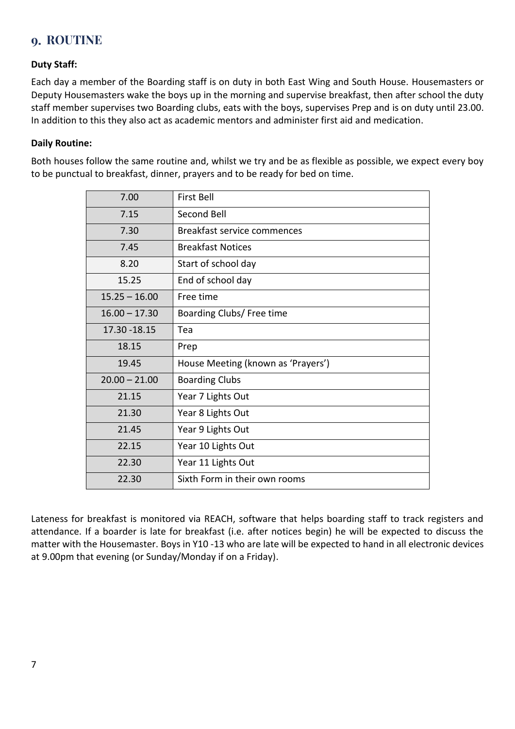## 9. ROUTINE

**Duty Staff:**

Each day a member of the Boarding staff is on duty in both East Wing and South House. Housemasters or Deputy Housemasters wake the boys up in the morning and supervise breakfast, then after school the duty staff member supervises two Boarding clubs, eats with the boys, supervises Prep and is on duty until 23.00. In addition to this they also act as academic mentors and administer first aid and medication.

**Daily Routine:**

Both houses follow the same routine and, whilst we try and be as flexible as possible, we expect every boy to be punctual to breakfast, dinner, prayers and to be ready for bed on time.

| | |
|---|---|
| 7.00 | First Bell |
| 7.15 | Second Bell |
| 7.30 | Breakfast service commences |
| 7.45 | Breakfast Notices |
| 8.20 | Start of school day |
| 15.25 | End of school day |
| 15.25 – 16.00 | Free time |
| 16.00 – 17.30 | Boarding Clubs/ Free time |
| 17.30 -18.15 | Tea |
| 18.15 | Prep |
| 19.45 | House Meeting (known as 'Prayers') |
| 20.00 – 21.00 | Boarding Clubs |
| 21.15 | Year 7 Lights Out |
| 21.30 | Year 8 Lights Out |
| 21.45 | Year 9 Lights Out |
| 22.15 | Year 10 Lights Out |
| 22.30 | Year 11 Lights Out |
| 22.30 | Sixth Form in their own rooms |

Lateness for breakfast is monitored via REACH, software that helps boarding staff to track registers and attendance. If a boarder is late for breakfast (i.e. after notices begin) he will be expected to discuss the matter with the Housemaster. Boys in Y10 -13 who are late will be expected to hand in all electronic devices at 9.00pm that evening (or Sunday/Monday if on a Friday).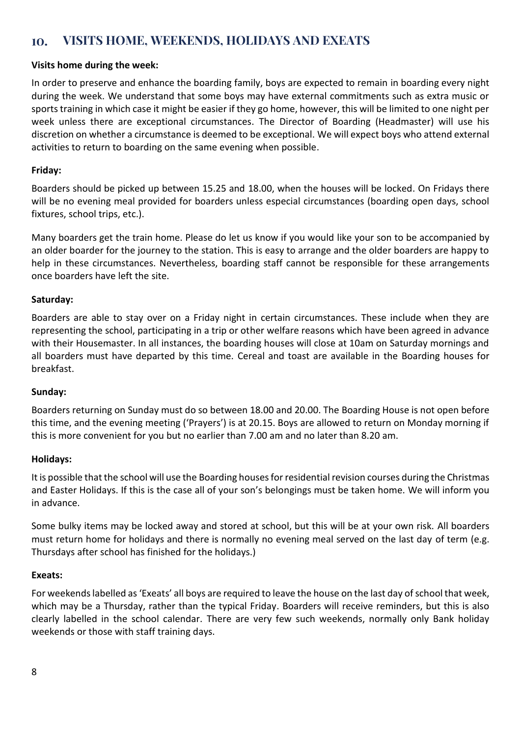## 10. VISITS HOME, WEEKENDS, HOLIDAYS AND EXEATS

**Visits home during the week:**

In order to preserve and enhance the boarding family, boys are expected to remain in boarding every night during the week. We understand that some boys may have external commitments such as extra music or sports training in which case it might be easier if they go home, however, this will be limited to one night per week unless there are exceptional circumstances. The Director of Boarding (Headmaster) will use his discretion on whether a circumstance is deemed to be exceptional. We will expect boys who attend external activities to return to boarding on the same evening when possible.

**Friday:**

Boarders should be picked up between 15.25 and 18.00, when the houses will be locked. On Fridays there will be no evening meal provided for boarders unless especial circumstances (boarding open days, school fixtures, school trips, etc.).

Many boarders get the train home. Please do let us know if you would like your son to be accompanied by an older boarder for the journey to the station. This is easy to arrange and the older boarders are happy to help in these circumstances. Nevertheless, boarding staff cannot be responsible for these arrangements once boarders have left the site.

**Saturday:**

Boarders are able to stay over on a Friday night in certain circumstances. These include when they are representing the school, participating in a trip or other welfare reasons which have been agreed in advance with their Housemaster. In all instances, the boarding houses will close at 10am on Saturday mornings and all boarders must have departed by this time. Cereal and toast are available in the Boarding houses for breakfast.

**Sunday:**

Boarders returning on Sunday must do so between 18.00 and 20.00. The Boarding House is not open before this time, and the evening meeting ('Prayers') is at 20.15. Boys are allowed to return on Monday morning if this is more convenient for you but no earlier than 7.00 am and no later than 8.20 am.

**Holidays:**

It is possible that the school will use the Boarding houses for residential revision courses during the Christmas and Easter Holidays. If this is the case all of your son's belongings must be taken home. We will inform you in advance.

Some bulky items may be locked away and stored at school, but this will be at your own risk. All boarders must return home for holidays and there is normally no evening meal served on the last day of term (e.g. Thursdays after school has finished for the holidays.)

**Exeats:**

For weekends labelled as 'Exeats' all boys are required to leave the house on the last day of school that week, which may be a Thursday, rather than the typical Friday. Boarders will receive reminders, but this is also clearly labelled in the school calendar. There are very few such weekends, normally only Bank holiday weekends or those with staff training days.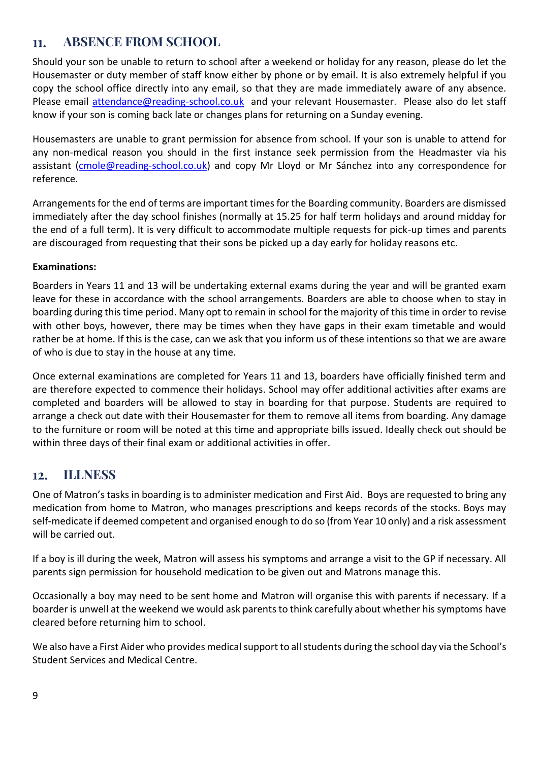## 11. ABSENCE FROM SCHOOL

Should your son be unable to return to school after a weekend or holiday for any reason, please do let the Housemaster or duty member of staff know either by phone or by email. It is also extremely helpful if you copy the school office directly into any email, so that they are made immediately aware of any absence. Please email attendance@reading-school.co.uk and your relevant Housemaster. Please also do let staff know if your son is coming back late or changes plans for returning on a Sunday evening.

Housemasters are unable to grant permission for absence from school. If your son is unable to attend for any non-medical reason you should in the first instance seek permission from the Headmaster via his assistant (cmole@reading-school.co.uk) and copy Mr Lloyd or Mr Sánchez into any correspondence for reference.

Arrangements for the end of terms are important times for the Boarding community. Boarders are dismissed immediately after the day school finishes (normally at 15.25 for half term holidays and around midday for the end of a full term). It is very difficult to accommodate multiple requests for pick-up times and parents are discouraged from requesting that their sons be picked up a day early for holiday reasons etc.

**Examinations:**

Boarders in Years 11 and 13 will be undertaking external exams during the year and will be granted exam leave for these in accordance with the school arrangements. Boarders are able to choose when to stay in boarding during this time period. Many opt to remain in school for the majority of this time in order to revise with other boys, however, there may be times when they have gaps in their exam timetable and would rather be at home. If this is the case, can we ask that you inform us of these intentions so that we are aware of who is due to stay in the house at any time.

Once external examinations are completed for Years 11 and 13, boarders have officially finished term and are therefore expected to commence their holidays. School may offer additional activities after exams are completed and boarders will be allowed to stay in boarding for that purpose. Students are required to arrange a check out date with their Housemaster for them to remove all items from boarding. Any damage to the furniture or room will be noted at this time and appropriate bills issued. Ideally check out should be within three days of their final exam or additional activities in offer.

## 12. ILLNESS

One of Matron's tasks in boarding is to administer medication and First Aid. Boys are requested to bring any medication from home to Matron, who manages prescriptions and keeps records of the stocks. Boys may self-medicate if deemed competent and organised enough to do so (from Year 10 only) and a risk assessment will be carried out.

If a boy is ill during the week, Matron will assess his symptoms and arrange a visit to the GP if necessary. All parents sign permission for household medication to be given out and Matrons manage this.

Occasionally a boy may need to be sent home and Matron will organise this with parents if necessary. If a boarder is unwell at the weekend we would ask parents to think carefully about whether his symptoms have cleared before returning him to school.

We also have a First Aider who provides medical support to all students during the school day via the School's Student Services and Medical Centre.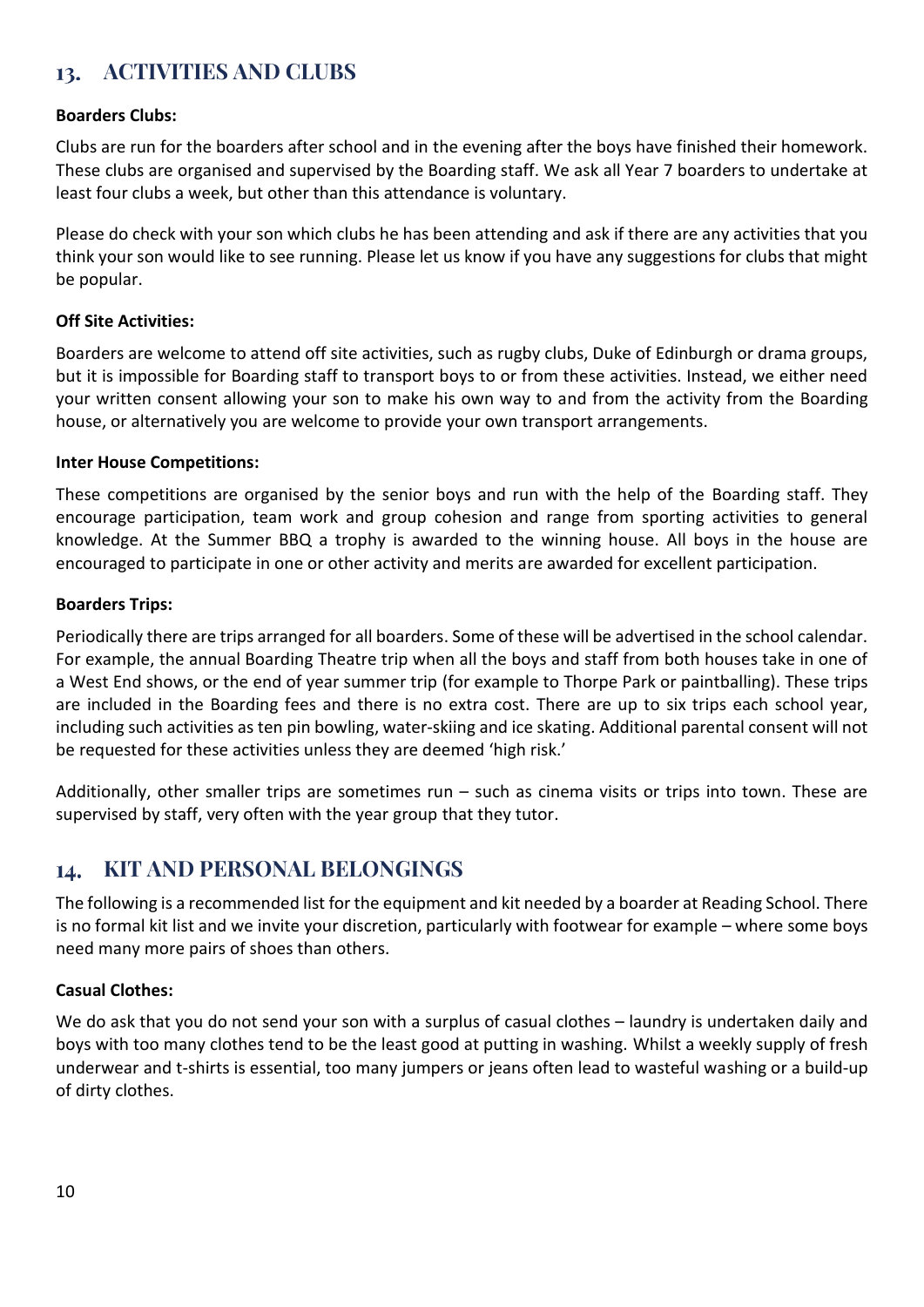## 13. ACTIVITIES AND CLUBS

**Boarders Clubs:**

Clubs are run for the boarders after school and in the evening after the boys have finished their homework. These clubs are organised and supervised by the Boarding staff. We ask all Year 7 boarders to undertake at least four clubs a week, but other than this attendance is voluntary.

Please do check with your son which clubs he has been attending and ask if there are any activities that you think your son would like to see running. Please let us know if you have any suggestions for clubs that might be popular.

**Off Site Activities:**

Boarders are welcome to attend off site activities, such as rugby clubs, Duke of Edinburgh or drama groups, but it is impossible for Boarding staff to transport boys to or from these activities. Instead, we either need your written consent allowing your son to make his own way to and from the activity from the Boarding house, or alternatively you are welcome to provide your own transport arrangements.

**Inter House Competitions:**

These competitions are organised by the senior boys and run with the help of the Boarding staff. They encourage participation, team work and group cohesion and range from sporting activities to general knowledge. At the Summer BBQ a trophy is awarded to the winning house. All boys in the house are encouraged to participate in one or other activity and merits are awarded for excellent participation.

**Boarders Trips:**

Periodically there are trips arranged for all boarders. Some of these will be advertised in the school calendar. For example, the annual Boarding Theatre trip when all the boys and staff from both houses take in one of a West End shows, or the end of year summer trip (for example to Thorpe Park or paintballing). These trips are included in the Boarding fees and there is no extra cost. There are up to six trips each school year, including such activities as ten pin bowling, water-skiing and ice skating. Additional parental consent will not be requested for these activities unless they are deemed 'high risk.'

Additionally, other smaller trips are sometimes run – such as cinema visits or trips into town. These are supervised by staff, very often with the year group that they tutor.

## 14. KIT AND PERSONAL BELONGINGS

The following is a recommended list for the equipment and kit needed by a boarder at Reading School. There is no formal kit list and we invite your discretion, particularly with footwear for example – where some boys need many more pairs of shoes than others.

**Casual Clothes:**

We do ask that you do not send your son with a surplus of casual clothes – laundry is undertaken daily and boys with too many clothes tend to be the least good at putting in washing. Whilst a weekly supply of fresh underwear and t-shirts is essential, too many jumpers or jeans often lead to wasteful washing or a build-up of dirty clothes.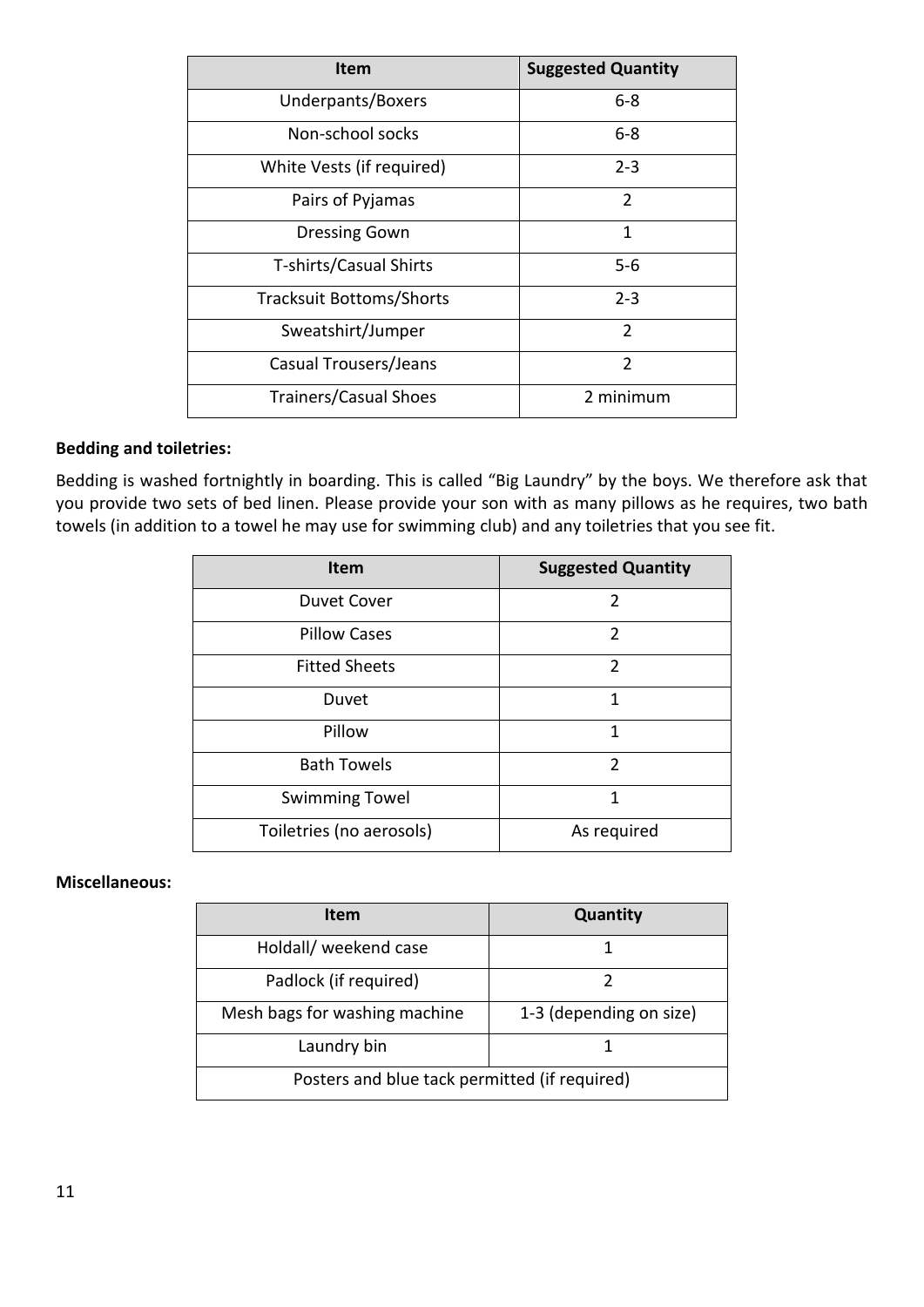| Item | Suggested Quantity |
|---|---|
| Underpants/Boxers | 6-8 |
| Non-school socks | 6-8 |
| White Vests (if required) | 2-3 |
| Pairs of Pyjamas | 2 |
| Dressing Gown | 1 |
| T-shirts/Casual Shirts | 5-6 |
| Tracksuit Bottoms/Shorts | 2-3 |
| Sweatshirt/Jumper | 2 |
| Casual Trousers/Jeans | 2 |
| Trainers/Casual Shoes | 2 minimum |

**Bedding and toiletries:**

Bedding is washed fortnightly in boarding. This is called "Big Laundry" by the boys. We therefore ask that you provide two sets of bed linen. Please provide your son with as many pillows as he requires, two bath towels (in addition to a towel he may use for swimming club) and any toiletries that you see fit.

| Item | Suggested Quantity |
|---|---|
| Duvet Cover | 2 |
| Pillow Cases | 2 |
| Fitted Sheets | 2 |
| Duvet | 1 |
| Pillow | 1 |
| Bath Towels | 2 |
| Swimming Towel | 1 |
| Toiletries (no aerosols) | As required |

**Miscellaneous:**

| Item | Quantity |
|---|---|
| Holdall/ weekend case | 1 |
| Padlock (if required) | 2 |
| Mesh bags for washing machine | 1-3 (depending on size) |
| Laundry bin | 1 |
| Posters and blue tack permitted (if required) | |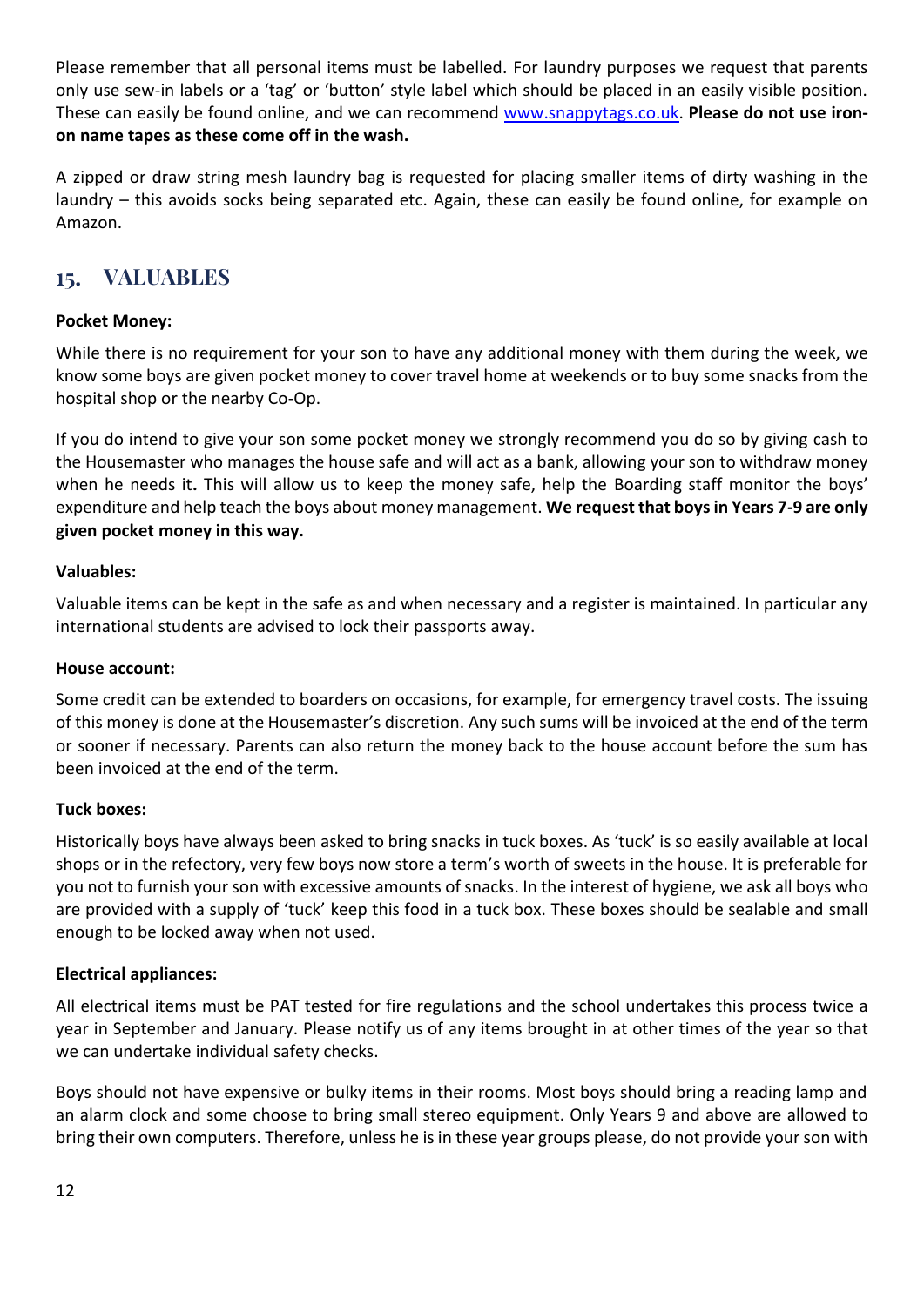Please remember that all personal items must be labelled. For laundry purposes we request that parents only use sew-in labels or a 'tag' or 'button' style label which should be placed in an easily visible position. These can easily be found online, and we can recommend www.snappytags.co.uk. **Please do not use iron-on name tapes as these come off in the wash.**

A zipped or draw string mesh laundry bag is requested for placing smaller items of dirty washing in the laundry – this avoids socks being separated etc. Again, these can easily be found online, for example on Amazon.

## 15. VALUABLES

**Pocket Money:**

While there is no requirement for your son to have any additional money with them during the week, we know some boys are given pocket money to cover travel home at weekends or to buy some snacks from the hospital shop or the nearby Co-Op.

If you do intend to give your son some pocket money we strongly recommend you do so by giving cash to the Housemaster who manages the house safe and will act as a bank, allowing your son to withdraw money when he needs it**.** This will allow us to keep the money safe, help the Boarding staff monitor the boys' expenditure and help teach the boys about money management. **We request that boys in Years 7-9 are only given pocket money in this way.**

**Valuables:**

Valuable items can be kept in the safe as and when necessary and a register is maintained. In particular any international students are advised to lock their passports away.

**House account:**

Some credit can be extended to boarders on occasions, for example, for emergency travel costs. The issuing of this money is done at the Housemaster's discretion. Any such sums will be invoiced at the end of the term or sooner if necessary. Parents can also return the money back to the house account before the sum has been invoiced at the end of the term.

**Tuck boxes:**

Historically boys have always been asked to bring snacks in tuck boxes. As 'tuck' is so easily available at local shops or in the refectory, very few boys now store a term's worth of sweets in the house. It is preferable for you not to furnish your son with excessive amounts of snacks. In the interest of hygiene, we ask all boys who are provided with a supply of 'tuck' keep this food in a tuck box. These boxes should be sealable and small enough to be locked away when not used.

**Electrical appliances:**

All electrical items must be PAT tested for fire regulations and the school undertakes this process twice a year in September and January. Please notify us of any items brought in at other times of the year so that we can undertake individual safety checks.

Boys should not have expensive or bulky items in their rooms. Most boys should bring a reading lamp and an alarm clock and some choose to bring small stereo equipment. Only Years 9 and above are allowed to bring their own computers. Therefore, unless he is in these year groups please, do not provide your son with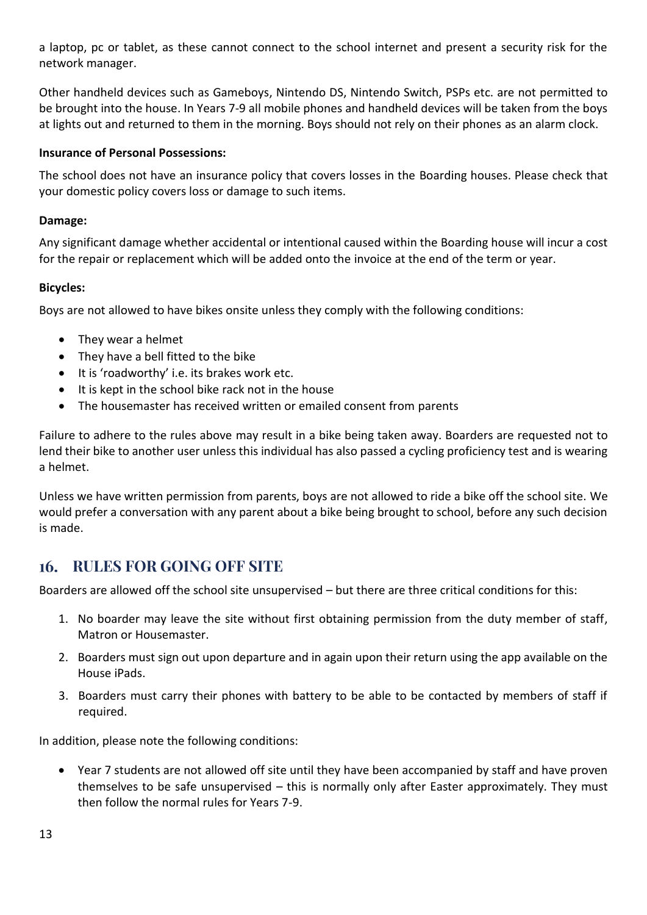a laptop, pc or tablet, as these cannot connect to the school internet and present a security risk for the network manager.

Other handheld devices such as Gameboys, Nintendo DS, Nintendo Switch, PSPs etc. are not permitted to be brought into the house. In Years 7-9 all mobile phones and handheld devices will be taken from the boys at lights out and returned to them in the morning. Boys should not rely on their phones as an alarm clock.

**Insurance of Personal Possessions:**

The school does not have an insurance policy that covers losses in the Boarding houses. Please check that your domestic policy covers loss or damage to such items.

**Damage:**

Any significant damage whether accidental or intentional caused within the Boarding house will incur a cost for the repair or replacement which will be added onto the invoice at the end of the term or year.

**Bicycles:**

Boys are not allowed to have bikes onsite unless they comply with the following conditions:

- They wear a helmet
- They have a bell fitted to the bike
- It is 'roadworthy' i.e. its brakes work etc.
- It is kept in the school bike rack not in the house
- The housemaster has received written or emailed consent from parents

Failure to adhere to the rules above may result in a bike being taken away. Boarders are requested not to lend their bike to another user unless this individual has also passed a cycling proficiency test and is wearing a helmet.

Unless we have written permission from parents, boys are not allowed to ride a bike off the school site. We would prefer a conversation with any parent about a bike being brought to school, before any such decision is made.

## 16. RULES FOR GOING OFF SITE

Boarders are allowed off the school site unsupervised – but there are three critical conditions for this:

1. No boarder may leave the site without first obtaining permission from the duty member of staff, Matron or Housemaster.
2. Boarders must sign out upon departure and in again upon their return using the app available on the House iPads.
3. Boarders must carry their phones with battery to be able to be contacted by members of staff if required.

In addition, please note the following conditions:

- Year 7 students are not allowed off site until they have been accompanied by staff and have proven themselves to be safe unsupervised – this is normally only after Easter approximately. They must then follow the normal rules for Years 7-9.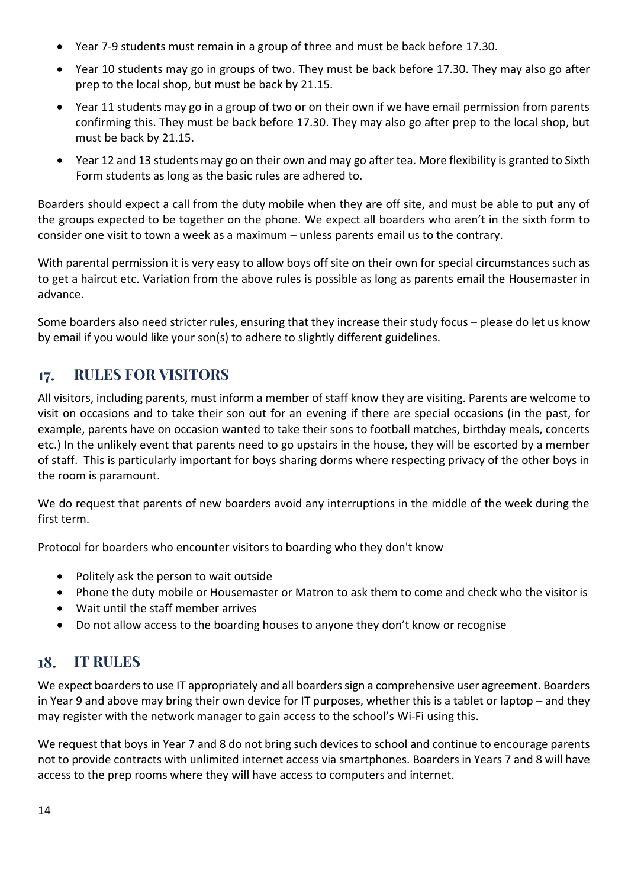- Year 7-9 students must remain in a group of three and must be back before 17.30.
- Year 10 students may go in groups of two. They must be back before 17.30. They may also go after prep to the local shop, but must be back by 21.15.
- Year 11 students may go in a group of two or on their own if we have email permission from parents confirming this. They must be back before 17.30. They may also go after prep to the local shop, but must be back by 21.15.
- Year 12 and 13 students may go on their own and may go after tea. More flexibility is granted to Sixth Form students as long as the basic rules are adhered to.

Boarders should expect a call from the duty mobile when they are off site, and must be able to put any of the groups expected to be together on the phone. We expect all boarders who aren't in the sixth form to consider one visit to town a week as a maximum – unless parents email us to the contrary.

With parental permission it is very easy to allow boys off site on their own for special circumstances such as to get a haircut etc. Variation from the above rules is possible as long as parents email the Housemaster in advance.

Some boarders also need stricter rules, ensuring that they increase their study focus – please do let us know by email if you would like your son(s) to adhere to slightly different guidelines.

## 17. RULES FOR VISITORS

All visitors, including parents, must inform a member of staff know they are visiting. Parents are welcome to visit on occasions and to take their son out for an evening if there are special occasions (in the past, for example, parents have on occasion wanted to take their sons to football matches, birthday meals, concerts etc.) In the unlikely event that parents need to go upstairs in the house, they will be escorted by a member of staff. This is particularly important for boys sharing dorms where respecting privacy of the other boys in the room is paramount.

We do request that parents of new boarders avoid any interruptions in the middle of the week during the first term.

Protocol for boarders who encounter visitors to boarding who they don't know

- Politely ask the person to wait outside
- Phone the duty mobile or Housemaster or Matron to ask them to come and check who the visitor is
- Wait until the staff member arrives
- Do not allow access to the boarding houses to anyone they don't know or recognise

## 18. IT RULES

We expect boarders to use IT appropriately and all boarders sign a comprehensive user agreement. Boarders in Year 9 and above may bring their own device for IT purposes, whether this is a tablet or laptop – and they may register with the network manager to gain access to the school's Wi-Fi using this.

We request that boys in Year 7 and 8 do not bring such devices to school and continue to encourage parents not to provide contracts with unlimited internet access via smartphones. Boarders in Years 7 and 8 will have access to the prep rooms where they will have access to computers and internet.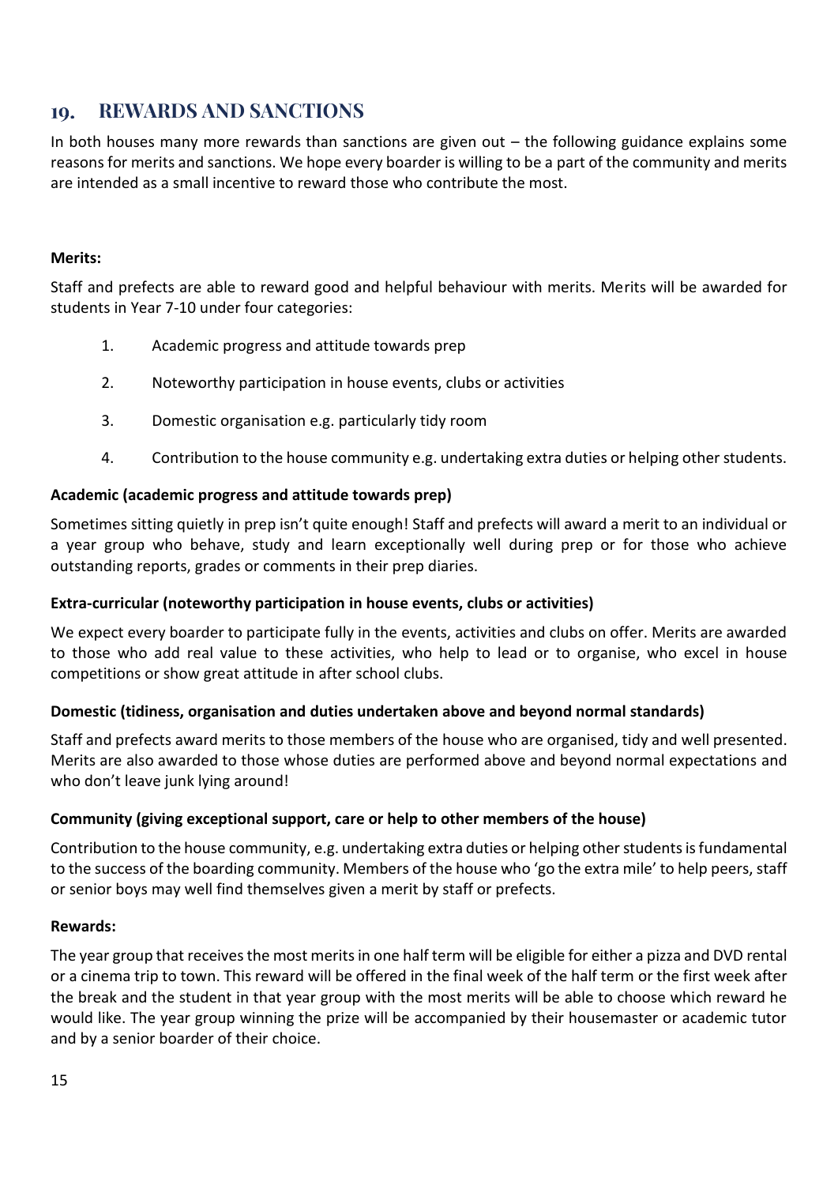## 19. REWARDS AND SANCTIONS

In both houses many more rewards than sanctions are given out – the following guidance explains some reasons for merits and sanctions. We hope every boarder is willing to be a part of the community and merits are intended as a small incentive to reward those who contribute the most.

**Merits:**

Staff and prefects are able to reward good and helpful behaviour with merits. Merits will be awarded for students in Year 7-10 under four categories:

1. Academic progress and attitude towards prep
2. Noteworthy participation in house events, clubs or activities
3. Domestic organisation e.g. particularly tidy room
4. Contribution to the house community e.g. undertaking extra duties or helping other students.

**Academic (academic progress and attitude towards prep)**

Sometimes sitting quietly in prep isn't quite enough! Staff and prefects will award a merit to an individual or a year group who behave, study and learn exceptionally well during prep or for those who achieve outstanding reports, grades or comments in their prep diaries.

**Extra-curricular (noteworthy participation in house events, clubs or activities)**

We expect every boarder to participate fully in the events, activities and clubs on offer. Merits are awarded to those who add real value to these activities, who help to lead or to organise, who excel in house competitions or show great attitude in after school clubs.

**Domestic (tidiness, organisation and duties undertaken above and beyond normal standards)**

Staff and prefects award merits to those members of the house who are organised, tidy and well presented. Merits are also awarded to those whose duties are performed above and beyond normal expectations and who don't leave junk lying around!

**Community (giving exceptional support, care or help to other members of the house)**

Contribution to the house community, e.g. undertaking extra duties or helping other students is fundamental to the success of the boarding community. Members of the house who 'go the extra mile' to help peers, staff or senior boys may well find themselves given a merit by staff or prefects.

**Rewards:**

The year group that receives the most merits in one half term will be eligible for either a pizza and DVD rental or a cinema trip to town. This reward will be offered in the final week of the half term or the first week after the break and the student in that year group with the most merits will be able to choose which reward he would like. The year group winning the prize will be accompanied by their housemaster or academic tutor and by a senior boarder of their choice.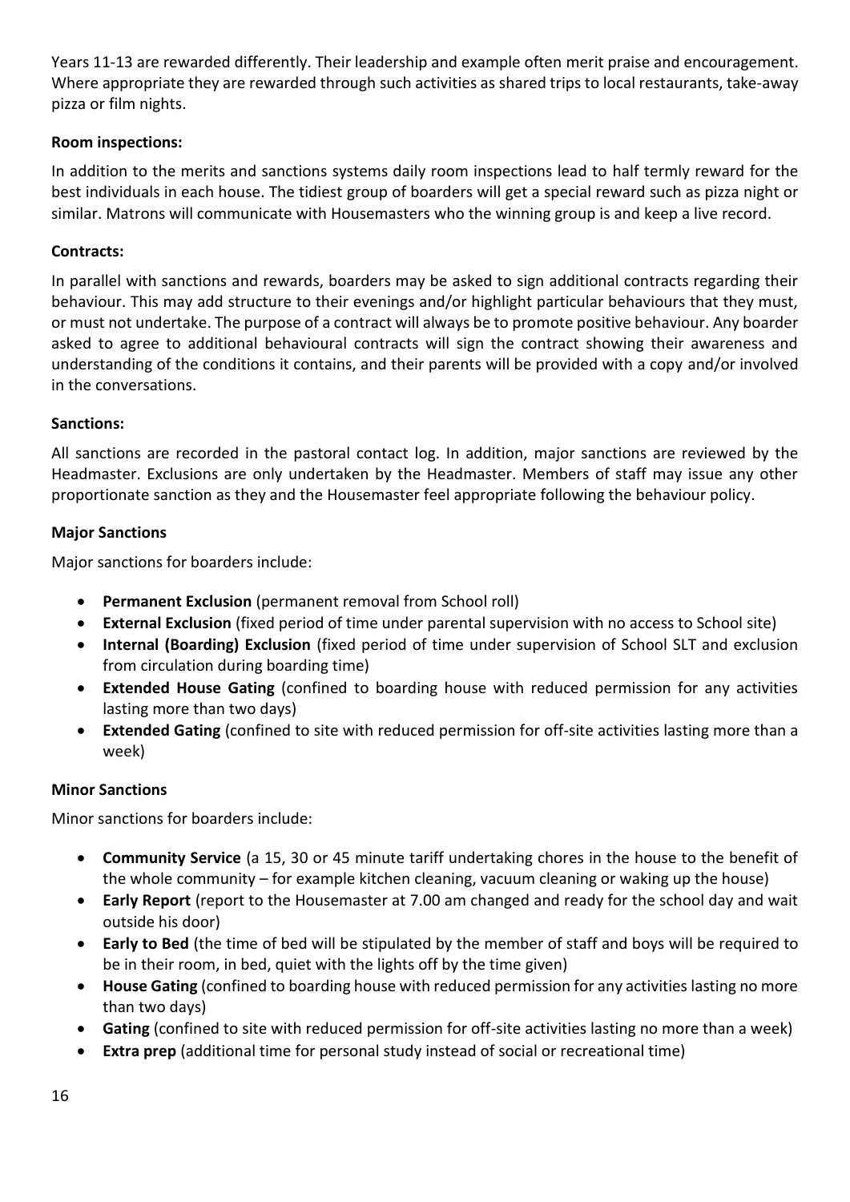Years 11-13 are rewarded differently. Their leadership and example often merit praise and encouragement. Where appropriate they are rewarded through such activities as shared trips to local restaurants, take-away pizza or film nights.

**Room inspections:**

In addition to the merits and sanctions systems daily room inspections lead to half termly reward for the best individuals in each house. The tidiest group of boarders will get a special reward such as pizza night or similar. Matrons will communicate with Housemasters who the winning group is and keep a live record.

**Contracts:**

In parallel with sanctions and rewards, boarders may be asked to sign additional contracts regarding their behaviour. This may add structure to their evenings and/or highlight particular behaviours that they must, or must not undertake. The purpose of a contract will always be to promote positive behaviour. Any boarder asked to agree to additional behavioural contracts will sign the contract showing their awareness and understanding of the conditions it contains, and their parents will be provided with a copy and/or involved in the conversations.

**Sanctions:**

All sanctions are recorded in the pastoral contact log. In addition, major sanctions are reviewed by the Headmaster. Exclusions are only undertaken by the Headmaster. Members of staff may issue any other proportionate sanction as they and the Housemaster feel appropriate following the behaviour policy.

**Major Sanctions**

Major sanctions for boarders include:

- **Permanent Exclusion** (permanent removal from School roll)
- **External Exclusion** (fixed period of time under parental supervision with no access to School site)
- **Internal (Boarding) Exclusion** (fixed period of time under supervision of School SLT and exclusion from circulation during boarding time)
- **Extended House Gating** (confined to boarding house with reduced permission for any activities lasting more than two days)
- **Extended Gating** (confined to site with reduced permission for off-site activities lasting more than a week)

**Minor Sanctions**

Minor sanctions for boarders include:

- **Community Service** (a 15, 30 or 45 minute tariff undertaking chores in the house to the benefit of the whole community – for example kitchen cleaning, vacuum cleaning or waking up the house)
- **Early Report** (report to the Housemaster at 7.00 am changed and ready for the school day and wait outside his door)
- **Early to Bed** (the time of bed will be stipulated by the member of staff and boys will be required to be in their room, in bed, quiet with the lights off by the time given)
- **House Gating** (confined to boarding house with reduced permission for any activities lasting no more than two days)
- **Gating** (confined to site with reduced permission for off-site activities lasting no more than a week)
- **Extra prep** (additional time for personal study instead of social or recreational time)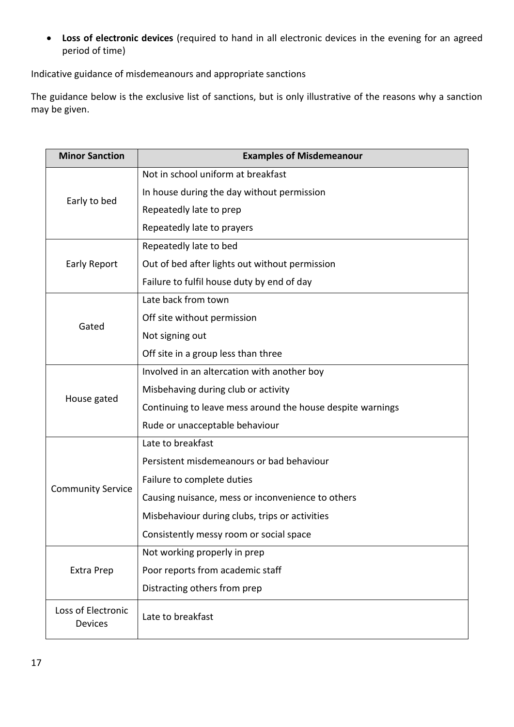- **Loss of electronic devices** (required to hand in all electronic devices in the evening for an agreed period of time)

Indicative guidance of misdemeanours and appropriate sanctions

The guidance below is the exclusive list of sanctions, but is only illustrative of the reasons why a sanction may be given.

| Minor Sanction | Examples of Misdemeanour |
|---|---|
| Early to bed | Not in school uniform at breakfast<br>In house during the day without permission<br>Repeatedly late to prep<br>Repeatedly late to prayers |
| Early Report | Repeatedly late to bed<br>Out of bed after lights out without permission<br>Failure to fulfil house duty by end of day |
| Gated | Late back from town<br>Off site without permission<br>Not signing out<br>Off site in a group less than three |
| House gated | Involved in an altercation with another boy<br>Misbehaving during club or activity<br>Continuing to leave mess around the house despite warnings<br>Rude or unacceptable behaviour |
| Community Service | Late to breakfast<br>Persistent misdemeanours or bad behaviour<br>Failure to complete duties<br>Causing nuisance, mess or inconvenience to others<br>Misbehaviour during clubs, trips or activities<br>Consistently messy room or social space |
| Extra Prep | Not working properly in prep<br>Poor reports from academic staff<br>Distracting others from prep |
| Loss of Electronic Devices | Late to breakfast |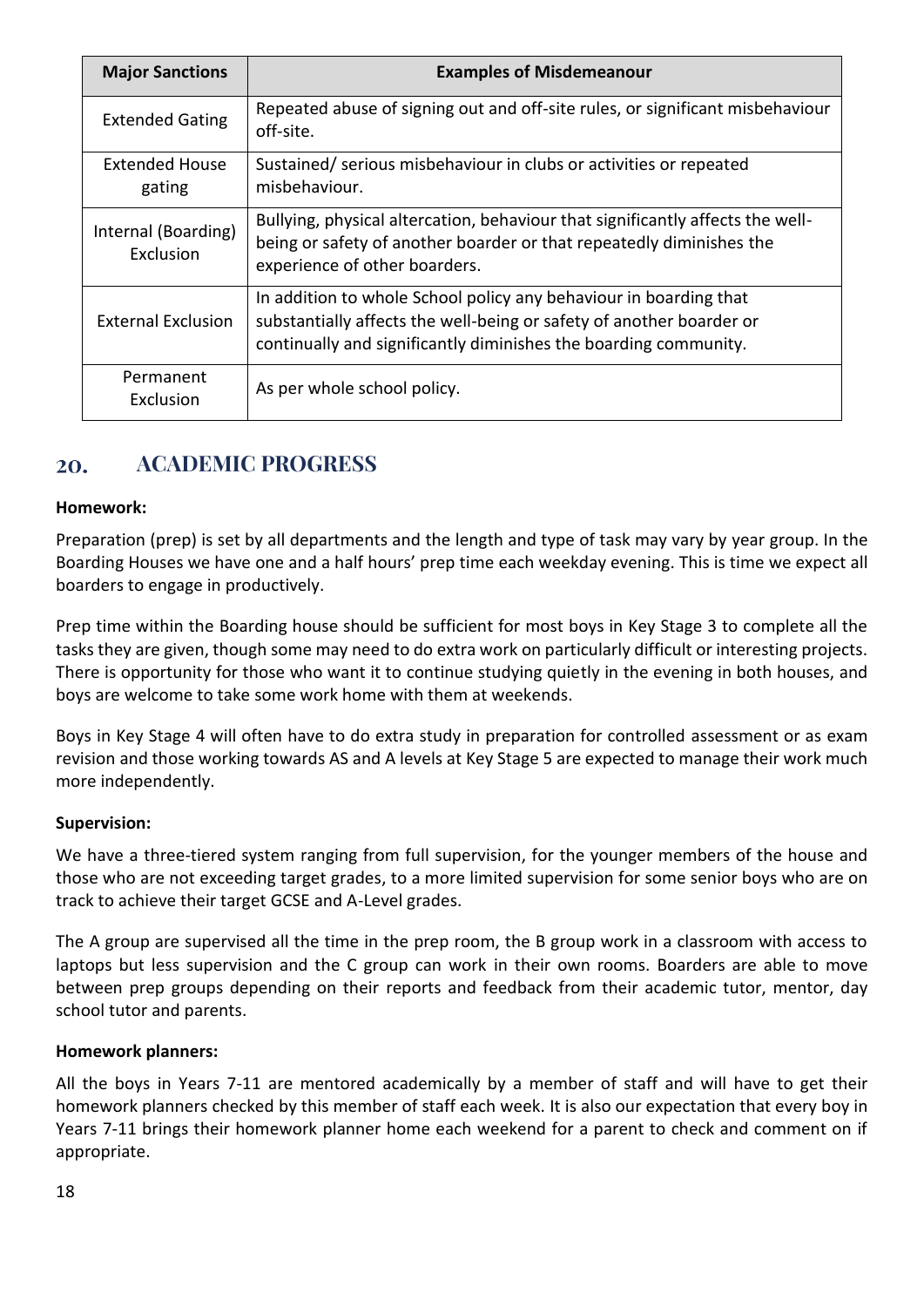| Major Sanctions | Examples of Misdemeanour |
|---|---|
| Extended Gating | Repeated abuse of signing out and off-site rules, or significant misbehaviour off-site. |
| Extended House gating | Sustained/ serious misbehaviour in clubs or activities or repeated misbehaviour. |
| Internal (Boarding) Exclusion | Bullying, physical altercation, behaviour that significantly affects the well-being or safety of another boarder or that repeatedly diminishes the experience of other boarders. |
| External Exclusion | In addition to whole School policy any behaviour in boarding that substantially affects the well-being or safety of another boarder or continually and significantly diminishes the boarding community. |
| Permanent Exclusion | As per whole school policy. |

## 20. ACADEMIC PROGRESS

**Homework:**

Preparation (prep) is set by all departments and the length and type of task may vary by year group. In the Boarding Houses we have one and a half hours' prep time each weekday evening. This is time we expect all boarders to engage in productively.

Prep time within the Boarding house should be sufficient for most boys in Key Stage 3 to complete all the tasks they are given, though some may need to do extra work on particularly difficult or interesting projects. There is opportunity for those who want it to continue studying quietly in the evening in both houses, and boys are welcome to take some work home with them at weekends.

Boys in Key Stage 4 will often have to do extra study in preparation for controlled assessment or as exam revision and those working towards AS and A levels at Key Stage 5 are expected to manage their work much more independently.

**Supervision:**

We have a three-tiered system ranging from full supervision, for the younger members of the house and those who are not exceeding target grades, to a more limited supervision for some senior boys who are on track to achieve their target GCSE and A-Level grades.

The A group are supervised all the time in the prep room, the B group work in a classroom with access to laptops but less supervision and the C group can work in their own rooms. Boarders are able to move between prep groups depending on their reports and feedback from their academic tutor, mentor, day school tutor and parents.

**Homework planners:**

All the boys in Years 7-11 are mentored academically by a member of staff and will have to get their homework planners checked by this member of staff each week. It is also our expectation that every boy in Years 7-11 brings their homework planner home each weekend for a parent to check and comment on if appropriate.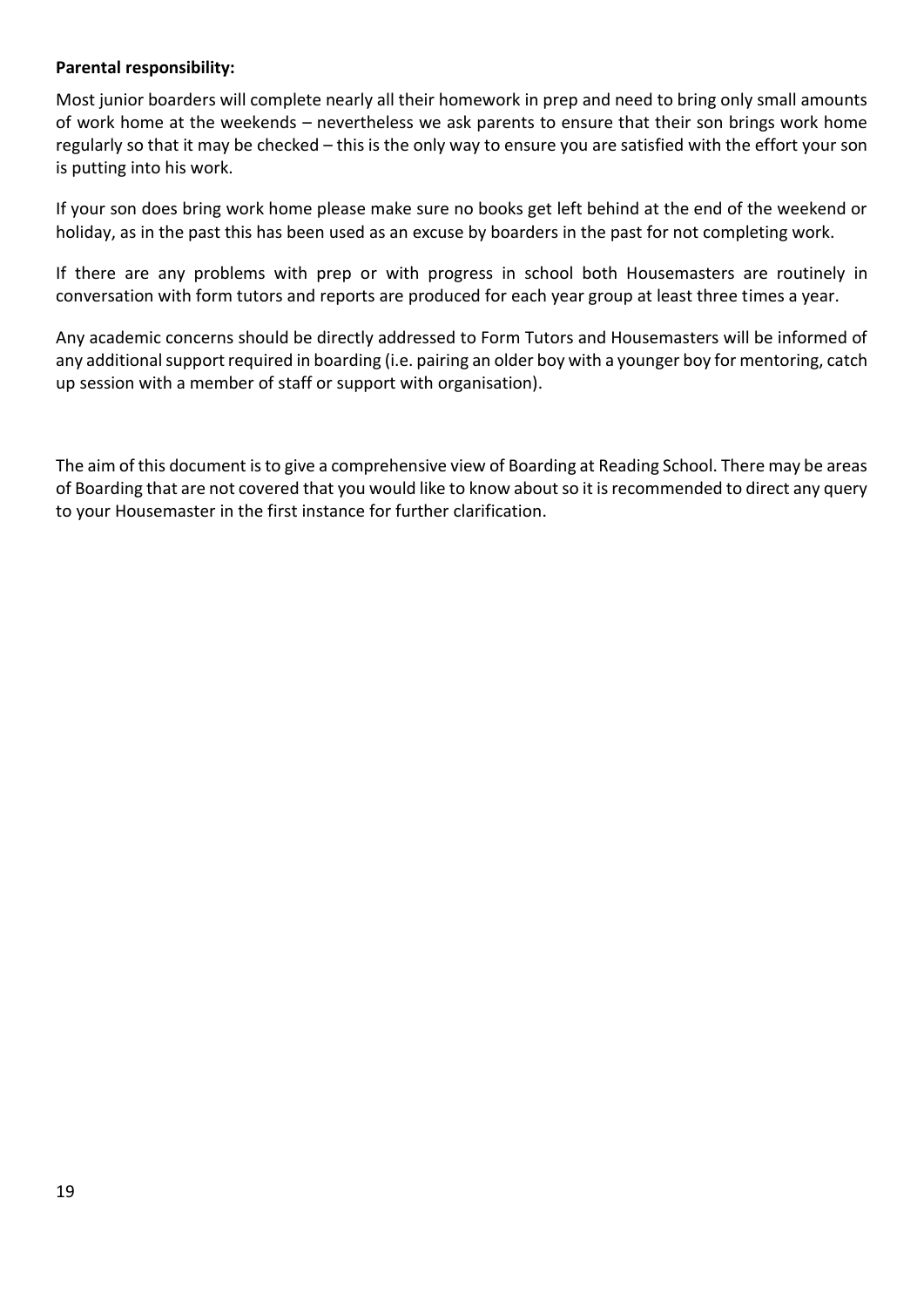**Parental responsibility:**

Most junior boarders will complete nearly all their homework in prep and need to bring only small amounts of work home at the weekends – nevertheless we ask parents to ensure that their son brings work home regularly so that it may be checked – this is the only way to ensure you are satisfied with the effort your son is putting into his work.

If your son does bring work home please make sure no books get left behind at the end of the weekend or holiday, as in the past this has been used as an excuse by boarders in the past for not completing work.

If there are any problems with prep or with progress in school both Housemasters are routinely in conversation with form tutors and reports are produced for each year group at least three times a year.

Any academic concerns should be directly addressed to Form Tutors and Housemasters will be informed of any additional support required in boarding (i.e. pairing an older boy with a younger boy for mentoring, catch up session with a member of staff or support with organisation).

The aim of this document is to give a comprehensive view of Boarding at Reading School. There may be areas of Boarding that are not covered that you would like to know about so it is recommended to direct any query to your Housemaster in the first instance for further clarification.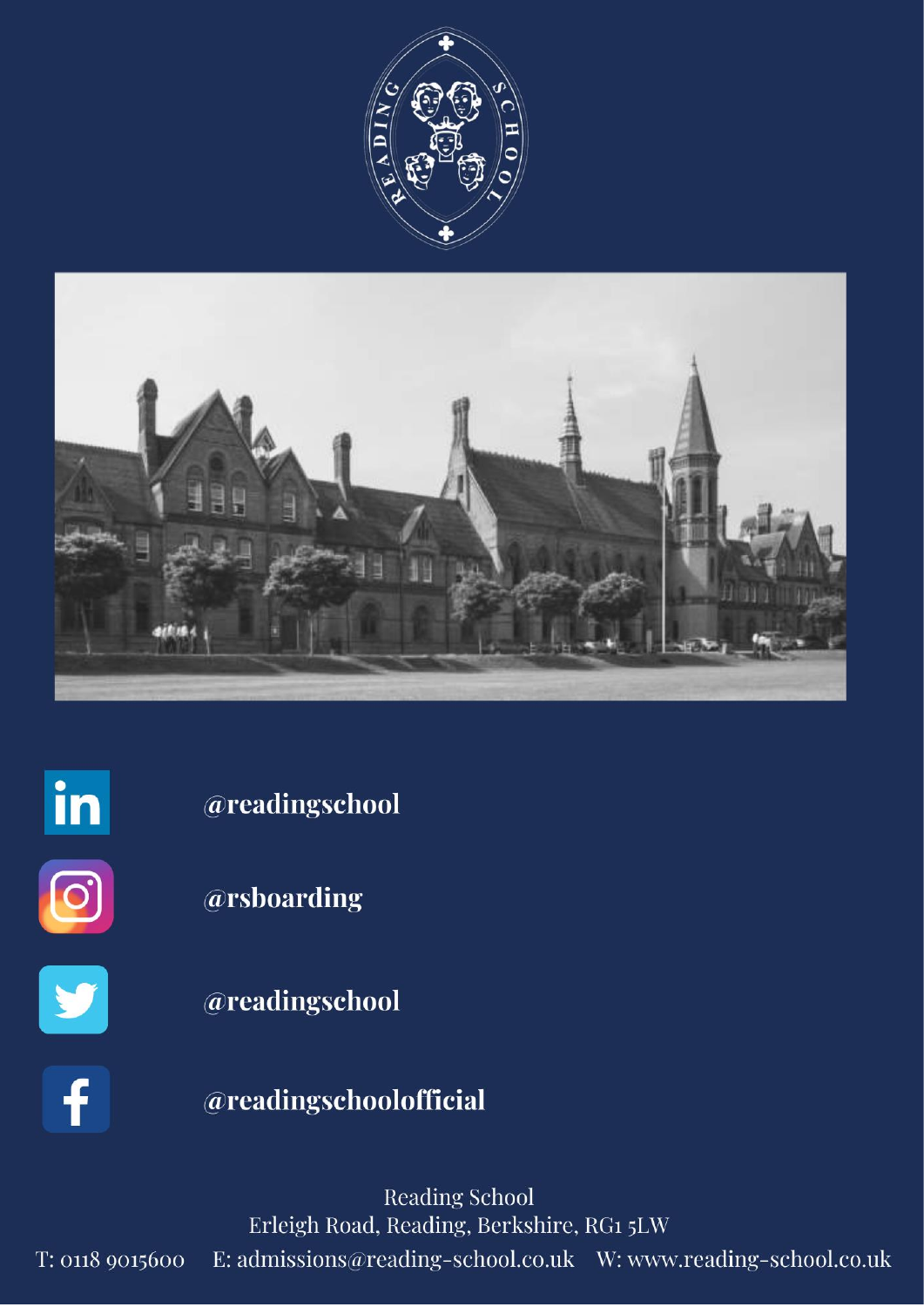@readingschool

@rsboarding

@readingschool

@readingschoolofficial

Reading School
Erleigh Road, Reading, Berkshire, RG1 5LW

T: 0118 9015600 E: admissions@reading-school.co.uk W: www.reading-school.co.uk